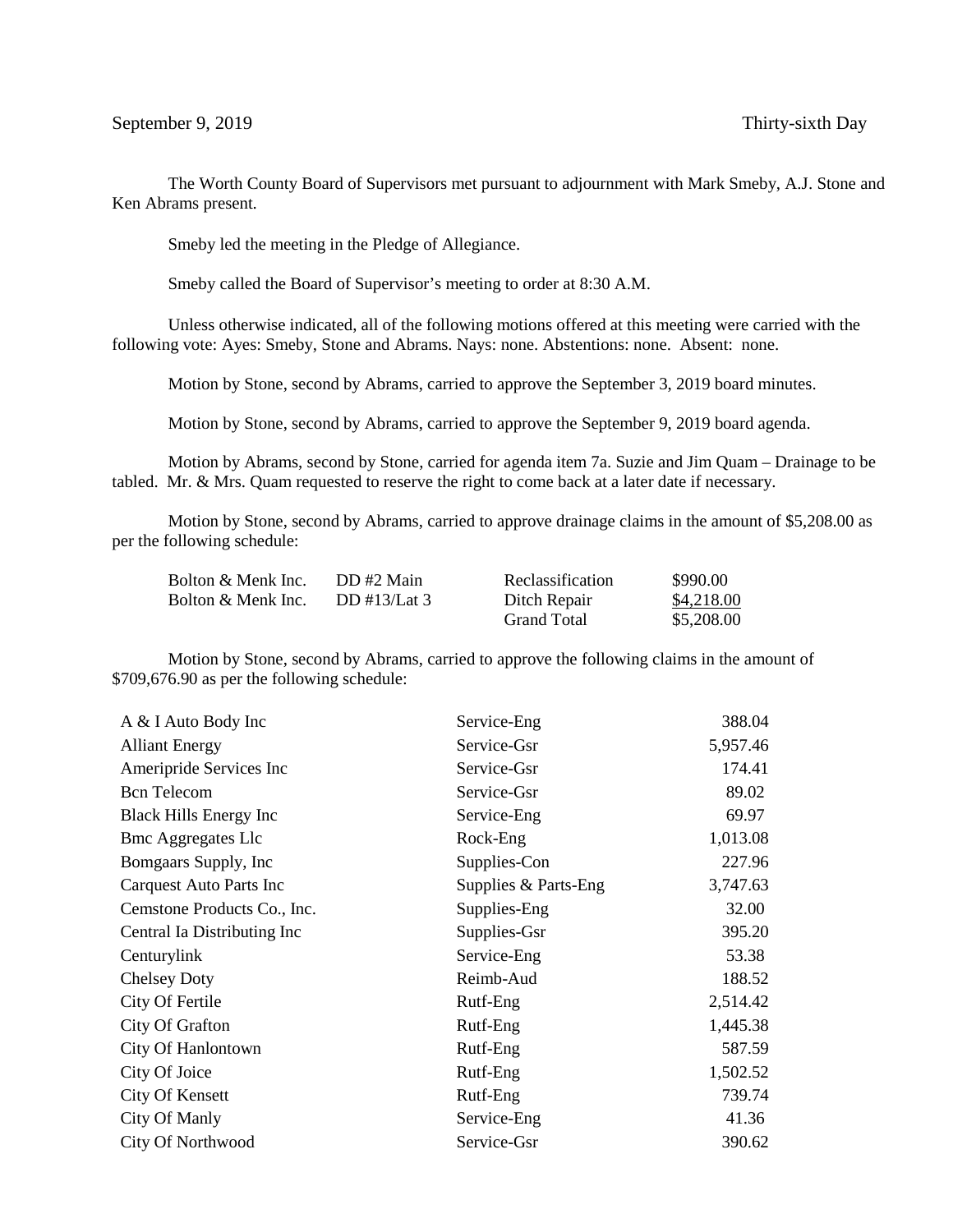September 9, 2019 Thirty-sixth Day

The Worth County Board of Supervisors met pursuant to adjournment with Mark Smeby, A.J. Stone and Ken Abrams present.

Smeby led the meeting in the Pledge of Allegiance.

Smeby called the Board of Supervisor's meeting to order at 8:30 A.M.

Unless otherwise indicated, all of the following motions offered at this meeting were carried with the following vote: Ayes: Smeby, Stone and Abrams. Nays: none. Abstentions: none. Absent: none.

Motion by Stone, second by Abrams, carried to approve the September 3, 2019 board minutes.

Motion by Stone, second by Abrams, carried to approve the September 9, 2019 board agenda.

Motion by Abrams, second by Stone, carried for agenda item 7a. Suzie and Jim Quam – Drainage to be tabled. Mr. & Mrs. Quam requested to reserve the right to come back at a later date if necessary.

Motion by Stone, second by Abrams, carried to approve drainage claims in the amount of $5,208.00 as per the following schedule:

| | | | |
|---|---|---|---|
| Bolton & Menk Inc. | DD #2 Main | Reclassification | $990.00 |
| Bolton & Menk Inc. | DD #13/Lat 3 | Ditch Repair | $4,218.00 |
| | | Grand Total | $5,208.00 |

Motion by Stone, second by Abrams, carried to approve the following claims in the amount of $709,676.90 as per the following schedule:

| | | |
|---|---|---|
| A & I Auto Body Inc | Service-Eng | 388.04 |
| Alliant Energy | Service-Gsr | 5,957.46 |
| Ameripride Services Inc | Service-Gsr | 174.41 |
| Bcn Telecom | Service-Gsr | 89.02 |
| Black Hills Energy Inc | Service-Eng | 69.97 |
| Bmc Aggregates Llc | Rock-Eng | 1,013.08 |
| Bomgaars Supply, Inc | Supplies-Con | 227.96 |
| Carquest Auto Parts Inc | Supplies & Parts-Eng | 3,747.63 |
| Cemstone Products Co., Inc. | Supplies-Eng | 32.00 |
| Central Ia Distributing Inc | Supplies-Gsr | 395.20 |
| Centurylink | Service-Eng | 53.38 |
| Chelsey Doty | Reimb-Aud | 188.52 |
| City Of Fertile | Rutf-Eng | 2,514.42 |
| City Of Grafton | Rutf-Eng | 1,445.38 |
| City Of Hanlontown | Rutf-Eng | 587.59 |
| City Of Joice | Rutf-Eng | 1,502.52 |
| City Of Kensett | Rutf-Eng | 739.74 |
| City Of Manly | Service-Eng | 41.36 |
| City Of Northwood | Service-Gsr | 390.62 |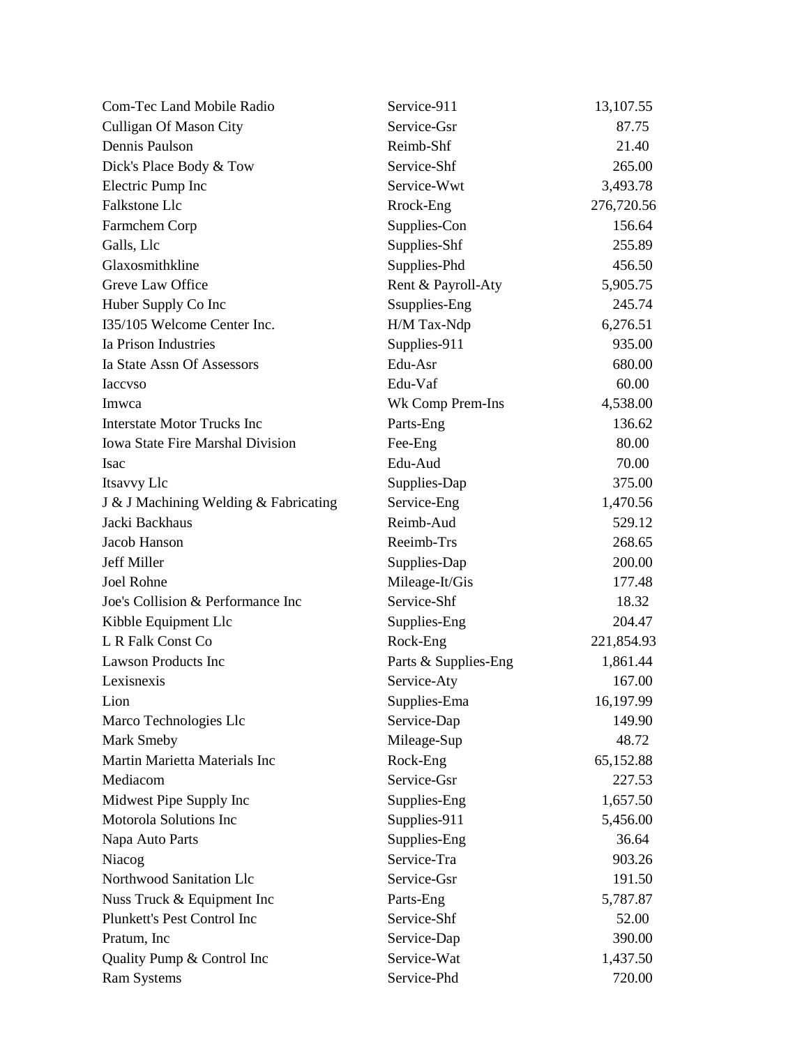| | | |
|---|---|---|
| Com-Tec Land Mobile Radio | Service-911 | 13,107.55 |
| Culligan Of Mason City | Service-Gsr | 87.75 |
| Dennis Paulson | Reimb-Shf | 21.40 |
| Dick's Place Body & Tow | Service-Shf | 265.00 |
| Electric Pump Inc | Service-Wwt | 3,493.78 |
| Falkstone Llc | Rrock-Eng | 276,720.56 |
| Farmchem Corp | Supplies-Con | 156.64 |
| Galls, Llc | Supplies-Shf | 255.89 |
| Glaxosmithkline | Supplies-Phd | 456.50 |
| Greve Law Office | Rent & Payroll-Aty | 5,905.75 |
| Huber Supply Co Inc | Ssupplies-Eng | 245.74 |
| I35/105 Welcome Center Inc. | H/M Tax-Ndp | 6,276.51 |
| Ia Prison Industries | Supplies-911 | 935.00 |
| Ia State Assn Of Assessors | Edu-Asr | 680.00 |
| Iaccvso | Edu-Vaf | 60.00 |
| Imwca | Wk Comp Prem-Ins | 4,538.00 |
| Interstate Motor Trucks Inc | Parts-Eng | 136.62 |
| Iowa State Fire Marshal Division | Fee-Eng | 80.00 |
| Isac | Edu-Aud | 70.00 |
| Itsavvy Llc | Supplies-Dap | 375.00 |
| J & J Machining Welding & Fabricating | Service-Eng | 1,470.56 |
| Jacki Backhaus | Reimb-Aud | 529.12 |
| Jacob Hanson | Reeimb-Trs | 268.65 |
| Jeff Miller | Supplies-Dap | 200.00 |
| Joel Rohne | Mileage-It/Gis | 177.48 |
| Joe's Collision & Performance Inc | Service-Shf | 18.32 |
| Kibble Equipment Llc | Supplies-Eng | 204.47 |
| L R Falk Const Co | Rock-Eng | 221,854.93 |
| Lawson Products Inc | Parts & Supplies-Eng | 1,861.44 |
| Lexisnexis | Service-Aty | 167.00 |
| Lion | Supplies-Ema | 16,197.99 |
| Marco Technologies Llc | Service-Dap | 149.90 |
| Mark Smeby | Mileage-Sup | 48.72 |
| Martin Marietta Materials Inc | Rock-Eng | 65,152.88 |
| Mediacom | Service-Gsr | 227.53 |
| Midwest Pipe Supply Inc | Supplies-Eng | 1,657.50 |
| Motorola Solutions Inc | Supplies-911 | 5,456.00 |
| Napa Auto Parts | Supplies-Eng | 36.64 |
| Niacog | Service-Tra | 903.26 |
| Northwood Sanitation Llc | Service-Gsr | 191.50 |
| Nuss Truck & Equipment Inc | Parts-Eng | 5,787.87 |
| Plunkett's Pest Control Inc | Service-Shf | 52.00 |
| Pratum, Inc | Service-Dap | 390.00 |
| Quality Pump & Control Inc | Service-Wat | 1,437.50 |
| Ram Systems | Service-Phd | 720.00 |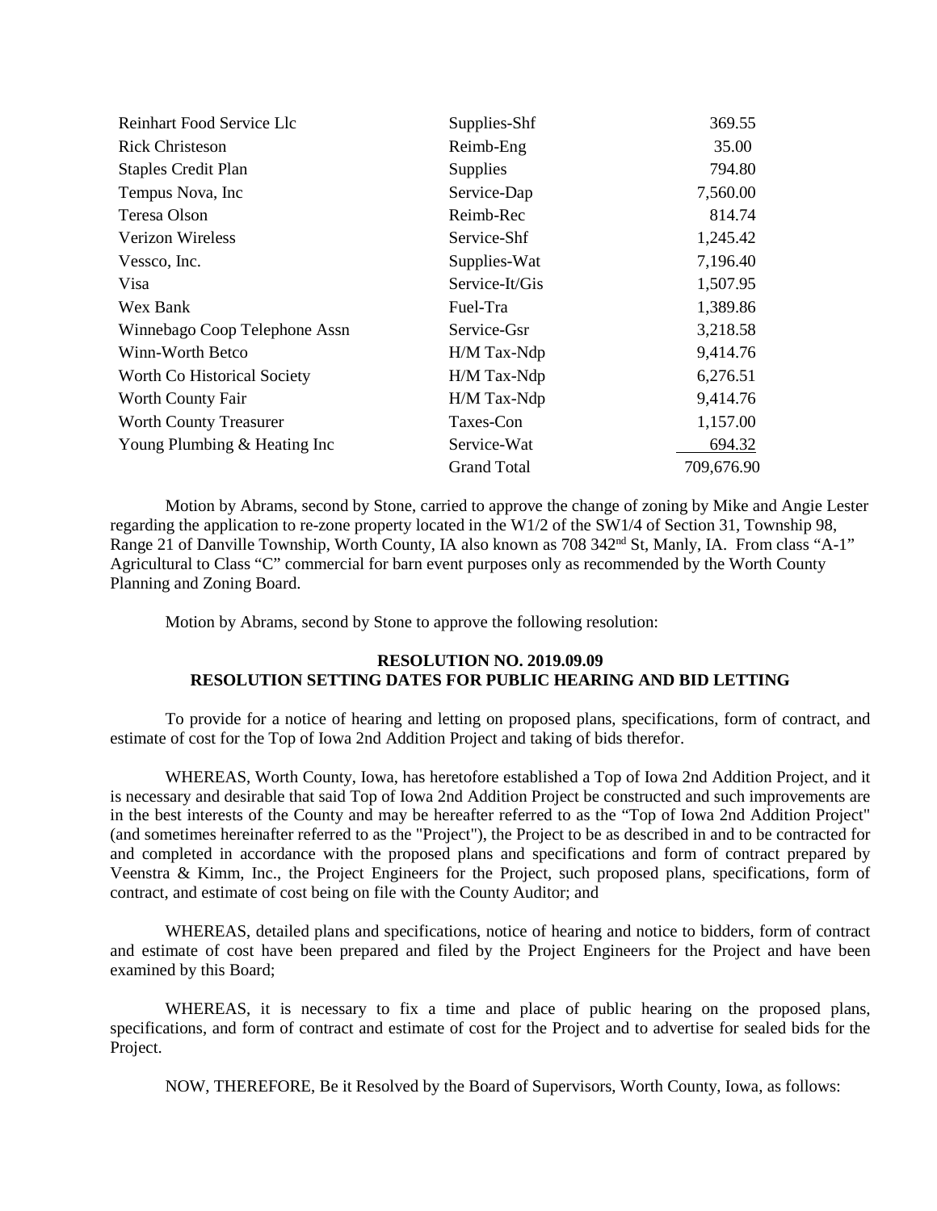| | | |
|---|---|---|
| Reinhart Food Service Llc | Supplies-Shf | 369.55 |
| Rick Christeson | Reimb-Eng | 35.00 |
| Staples Credit Plan | Supplies | 794.80 |
| Tempus Nova, Inc | Service-Dap | 7,560.00 |
| Teresa Olson | Reimb-Rec | 814.74 |
| Verizon Wireless | Service-Shf | 1,245.42 |
| Vessco, Inc. | Supplies-Wat | 7,196.40 |
| Visa | Service-It/Gis | 1,507.95 |
| Wex Bank | Fuel-Tra | 1,389.86 |
| Winnebago Coop Telephone Assn | Service-Gsr | 3,218.58 |
| Winn-Worth Betco | H/M Tax-Ndp | 9,414.76 |
| Worth Co Historical Society | H/M Tax-Ndp | 6,276.51 |
| Worth County Fair | H/M Tax-Ndp | 9,414.76 |
| Worth County Treasurer | Taxes-Con | 1,157.00 |
| Young Plumbing & Heating Inc | Service-Wat | 694.32 |
| | Grand Total | 709,676.90 |

Motion by Abrams, second by Stone, carried to approve the change of zoning by Mike and Angie Lester regarding the application to re-zone property located in the W1/2 of the SW1/4 of Section 31, Township 98, Range 21 of Danville Township, Worth County, IA also known as 708 342nd St, Manly, IA. From class "A-1" Agricultural to Class "C" commercial for barn event purposes only as recommended by the Worth County Planning and Zoning Board.

Motion by Abrams, second by Stone to approve the following resolution:

**RESOLUTION NO. 2019.09.09**
**RESOLUTION SETTING DATES FOR PUBLIC HEARING AND BID LETTING**

To provide for a notice of hearing and letting on proposed plans, specifications, form of contract, and estimate of cost for the Top of Iowa 2nd Addition Project and taking of bids therefor.

WHEREAS, Worth County, Iowa, has heretofore established a Top of Iowa 2nd Addition Project, and it is necessary and desirable that said Top of Iowa 2nd Addition Project be constructed and such improvements are in the best interests of the County and may be hereafter referred to as the "Top of Iowa 2nd Addition Project" (and sometimes hereinafter referred to as the "Project"), the Project to be as described in and to be contracted for and completed in accordance with the proposed plans and specifications and form of contract prepared by Veenstra & Kimm, Inc., the Project Engineers for the Project, such proposed plans, specifications, form of contract, and estimate of cost being on file with the County Auditor; and

WHEREAS, detailed plans and specifications, notice of hearing and notice to bidders, form of contract and estimate of cost have been prepared and filed by the Project Engineers for the Project and have been examined by this Board;

WHEREAS, it is necessary to fix a time and place of public hearing on the proposed plans, specifications, and form of contract and estimate of cost for the Project and to advertise for sealed bids for the Project.

NOW, THEREFORE, Be it Resolved by the Board of Supervisors, Worth County, Iowa, as follows: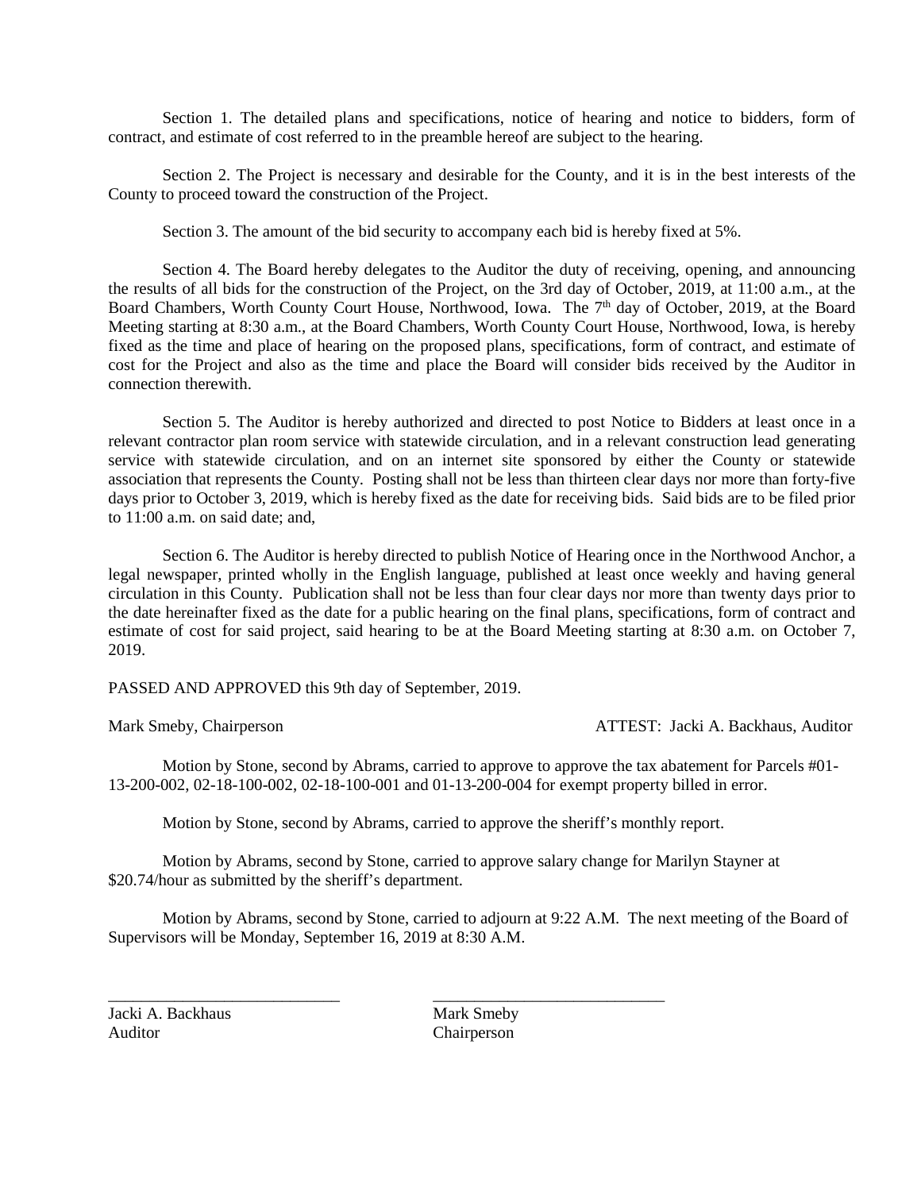Section 1. The detailed plans and specifications, notice of hearing and notice to bidders, form of contract, and estimate of cost referred to in the preamble hereof are subject to the hearing.

Section 2. The Project is necessary and desirable for the County, and it is in the best interests of the County to proceed toward the construction of the Project.

Section 3. The amount of the bid security to accompany each bid is hereby fixed at 5%.

Section 4. The Board hereby delegates to the Auditor the duty of receiving, opening, and announcing the results of all bids for the construction of the Project, on the 3rd day of October, 2019, at 11:00 a.m., at the Board Chambers, Worth County Court House, Northwood, Iowa. The 7th day of October, 2019, at the Board Meeting starting at 8:30 a.m., at the Board Chambers, Worth County Court House, Northwood, Iowa, is hereby fixed as the time and place of hearing on the proposed plans, specifications, form of contract, and estimate of cost for the Project and also as the time and place the Board will consider bids received by the Auditor in connection therewith.

Section 5. The Auditor is hereby authorized and directed to post Notice to Bidders at least once in a relevant contractor plan room service with statewide circulation, and in a relevant construction lead generating service with statewide circulation, and on an internet site sponsored by either the County or statewide association that represents the County. Posting shall not be less than thirteen clear days nor more than forty-five days prior to October 3, 2019, which is hereby fixed as the date for receiving bids. Said bids are to be filed prior to 11:00 a.m. on said date; and,

Section 6. The Auditor is hereby directed to publish Notice of Hearing once in the Northwood Anchor, a legal newspaper, printed wholly in the English language, published at least once weekly and having general circulation in this County. Publication shall not be less than four clear days nor more than twenty days prior to the date hereinafter fixed as the date for a public hearing on the final plans, specifications, form of contract and estimate of cost for said project, said hearing to be at the Board Meeting starting at 8:30 a.m. on October 7, 2019.

PASSED AND APPROVED this 9th day of September, 2019.

Mark Smeby, Chairperson ATTEST: Jacki A. Backhaus, Auditor

Motion by Stone, second by Abrams, carried to approve to approve the tax abatement for Parcels #01-13-200-002, 02-18-100-002, 02-18-100-001 and 01-13-200-004 for exempt property billed in error.

Motion by Stone, second by Abrams, carried to approve the sheriff's monthly report.

Motion by Abrams, second by Stone, carried to approve salary change for Marilyn Stayner at $20.74/hour as submitted by the sheriff's department.

Motion by Abrams, second by Stone, carried to adjourn at 9:22 A.M. The next meeting of the Board of Supervisors will be Monday, September 16, 2019 at 8:30 A.M.

\_\_\_\_\_\_\_\_\_\_\_\_\_\_\_\_\_\_\_\_\_\_\_\_\_\_\_\_ \_\_\_\_\_\_\_\_\_\_\_\_\_\_\_\_\_\_\_\_\_\_\_\_\_\_\_\_

Jacki A. Backhaus  
Auditor

Mark Smeby  
Chairperson